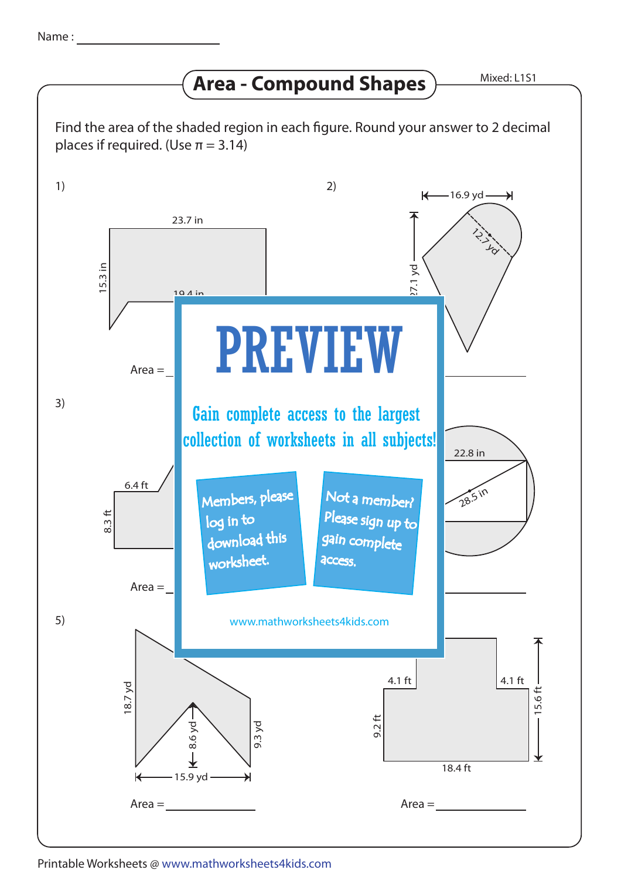Name :

# Area - Compound Shapes

Mixed: L1S1

Find the area of the shaded region in each figure. Round your answer to 2 decimal places if required. (Use π = 3.14)

1)

23.7 in

15.3 in

19.4 in

Area =

2)

16.9 yd

12.7 yd

27.1 yd

Area =

3)

6.4 ft

8.3 ft

Area =

4)

22.8 in

28.5 in

Area =

5)

18.7 yd

8.6 yd

9.3 yd

15.9 yd

Area =

6)

4.1 ft

4.1 ft

9.2 ft

15.6 ft

18.4 ft

Area =

PREVIEW

Gain complete access to the largest collection of worksheets in all subjects!

Members, please log in to download this worksheet.

Not a member? Please sign up to gain complete access.

www.mathworksheets4kids.com

Printable Worksheets @ www.mathworksheets4kids.com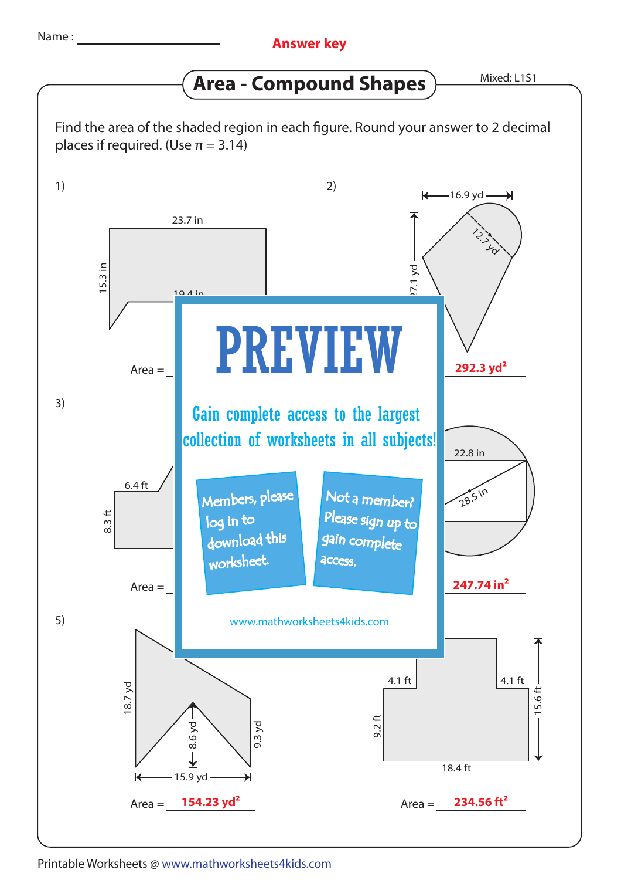Name : ______________

**Answer key**

# Area - Compound Shapes

Mixed: L1S1

Find the area of the shaded region in each figure. Round your answer to 2 decimal places if required. (Use π = 3.14)

1)

23.7 in

15.3 in

19.4 in

Area = ______

2)

16.9 yd

12.7 yd

27.1 yd

**292.3 yd²**

3)

6.4 ft

8.3 ft

Area = ______

22.8 in

28.5 in

**247.74 in²**

5)

18.7 yd

8.6 yd

9.3 yd

15.9 yd

Area = **154.23 yd²**

4.1 ft

4.1 ft

9.2 ft

15.6 ft

18.4 ft

Area = **234.56 ft²**

PREVIEW

Gain complete access to the largest collection of worksheets in all subjects!

Members, please log in to download this worksheet.

Not a member? Please sign up to gain complete access.

www.mathworksheets4kids.com

Printable Worksheets @ www.mathworksheets4kids.com